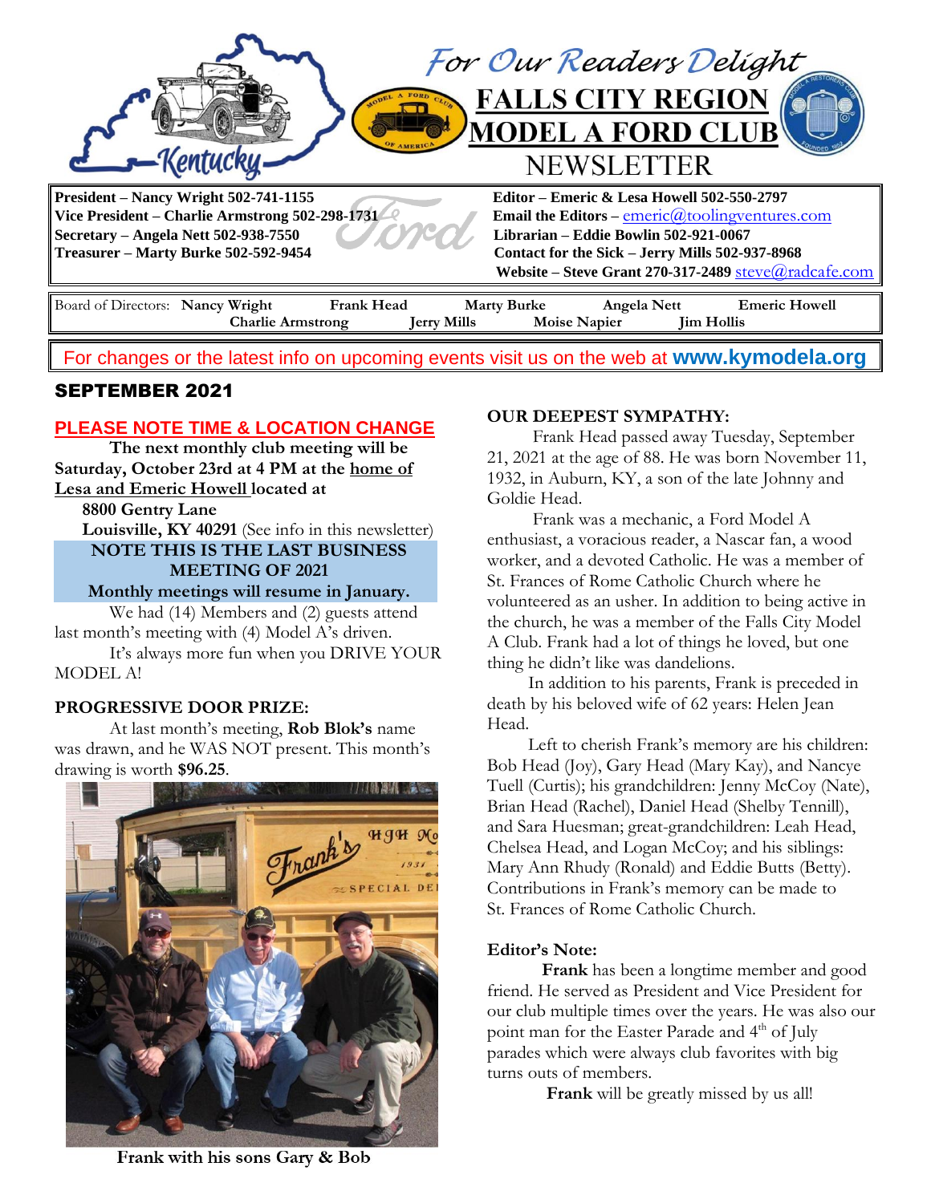# For Our Readers Delight

# FALLS CITY REGION MODEL A FORD CLUB NEWSLETTER

**President – Nancy Wright 502-741-1155**
**Vice President – Charlie Armstrong 502-298-1731**
**Secretary – Angela Nett 502-938-7550**
**Treasurer – Marty Burke 502-592-9454**

**Editor – Emeric & Lesa Howell 502-550-2797**
**Email the Editors –** emeric@toolingventures.com
**Librarian – Eddie Bowlin 502-921-0067**
**Contact for the Sick – Jerry Mills 502-937-8968**
**Website – Steve Grant 270-317-2489** steve@radcafe.com

Board of Directors: **Nancy Wright**, **Frank Head**, **Marty Burke**, **Angela Nett**, **Emeric Howell**, **Charlie Armstrong**, **Jerry Mills**, **Moise Napier**, **Jim Hollis**

For changes or the latest info on upcoming events visit us on the web at **www.kymodela.org**

## SEPTEMBER 2021

### PLEASE NOTE TIME & LOCATION CHANGE

**The next monthly club meeting will be Saturday, October 23rd at 4 PM at the home of Lesa and Emeric Howell located at**

**8800 Gentry Lane**
**Louisville, KY 40291** (See info in this newsletter)

**NOTE THIS IS THE LAST BUSINESS MEETING OF 2021**
**Monthly meetings will resume in January.**

We had (14) Members and (2) guests attend last month's meeting with (4) Model A's driven.

It's always more fun when you DRIVE YOUR MODEL A!

### PROGRESSIVE DOOR PRIZE:

At last month's meeting, **Rob Blok's** name was drawn, and he WAS NOT present. This month's drawing is worth **$96.25**.

Frank with his sons Gary & Bob

### OUR DEEPEST SYMPATHY:

Frank Head passed away Tuesday, September 21, 2021 at the age of 88. He was born November 11, 1932, in Auburn, KY, a son of the late Johnny and Goldie Head.

Frank was a mechanic, a Ford Model A enthusiast, a voracious reader, a Nascar fan, a wood worker, and a devoted Catholic. He was a member of St. Frances of Rome Catholic Church where he volunteered as an usher. In addition to being active in the church, he was a member of the Falls City Model A Club. Frank had a lot of things he loved, but one thing he didn't like was dandelions.

In addition to his parents, Frank is preceded in death by his beloved wife of 62 years: Helen Jean Head.

Left to cherish Frank's memory are his children: Bob Head (Joy), Gary Head (Mary Kay), and Nancye Tuell (Curtis); his grandchildren: Jenny McCoy (Nate), Brian Head (Rachel), Daniel Head (Shelby Tennill), and Sara Huesman; great-grandchildren: Leah Head, Chelsea Head, and Logan McCoy; and his siblings: Mary Ann Rhudy (Ronald) and Eddie Butts (Betty). Contributions in Frank's memory can be made to St. Frances of Rome Catholic Church.

### Editor's Note:

**Frank** has been a longtime member and good friend. He served as President and Vice President for our club multiple times over the years. He was also our point man for the Easter Parade and 4th of July parades which were always club favorites with big turns outs of members.

**Frank** will be greatly missed by us all!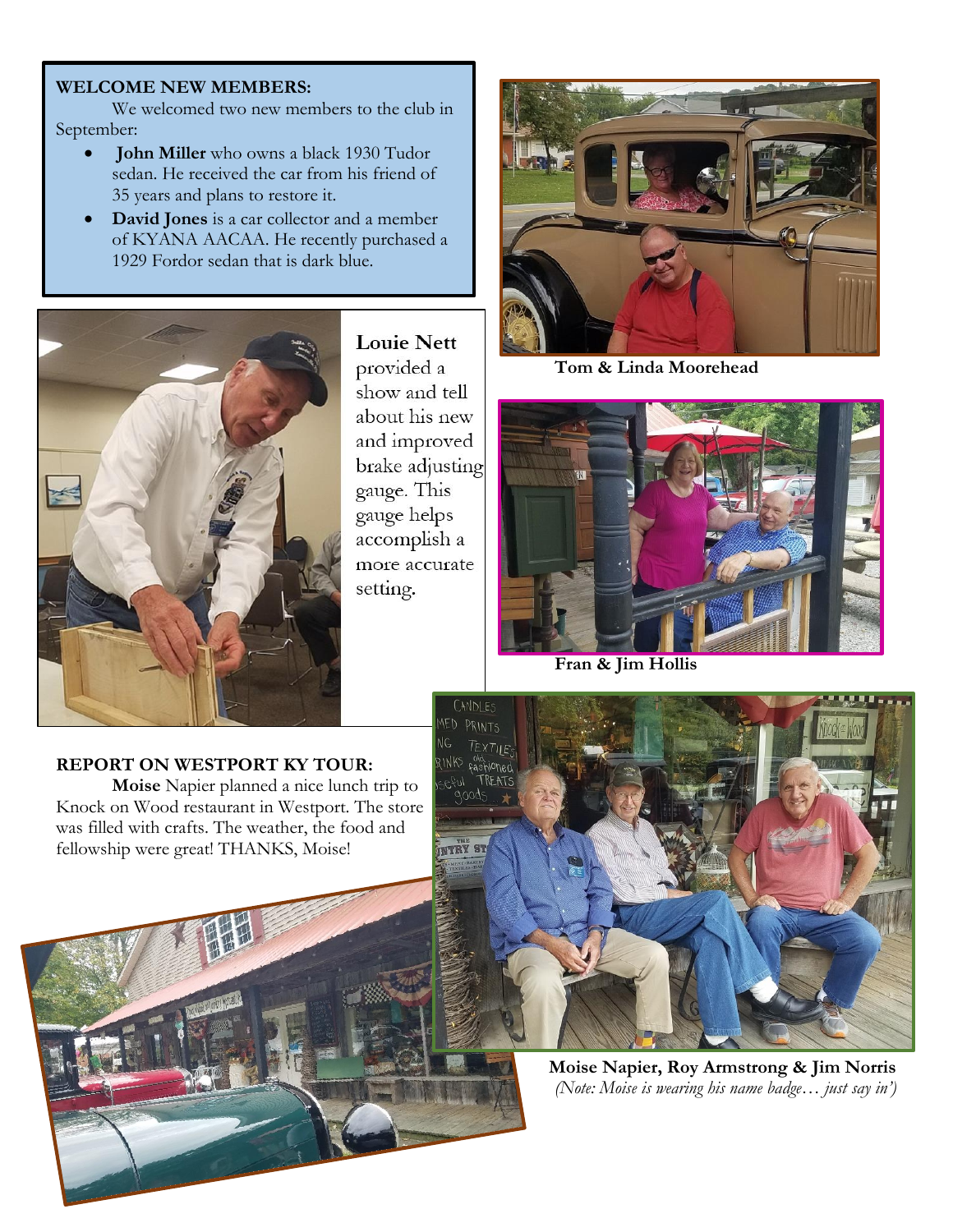**WELCOME NEW MEMBERS:**

We welcomed two new members to the club in September:

- **John Miller** who owns a black 1930 Tudor sedan. He received the car from his friend of 35 years and plans to restore it.
- **David Jones** is a car collector and a member of KYANA AACAA. He recently purchased a 1929 Fordor sedan that is dark blue.

**Louie Nett** provided a show and tell about his new and improved brake adjusting gauge. This gauge helps accomplish a more accurate setting.

**Tom & Linda Moorehead**

**Fran & Jim Hollis**

**REPORT ON WESTPORT KY TOUR:**

**Moise** Napier planned a nice lunch trip to Knock on Wood restaurant in Westport. The store was filled with crafts. The weather, the food and fellowship were great! THANKS, Moise!

**Moise Napier, Roy Armstrong & Jim Norris**

*(Note: Moise is wearing his name badge… just say in')*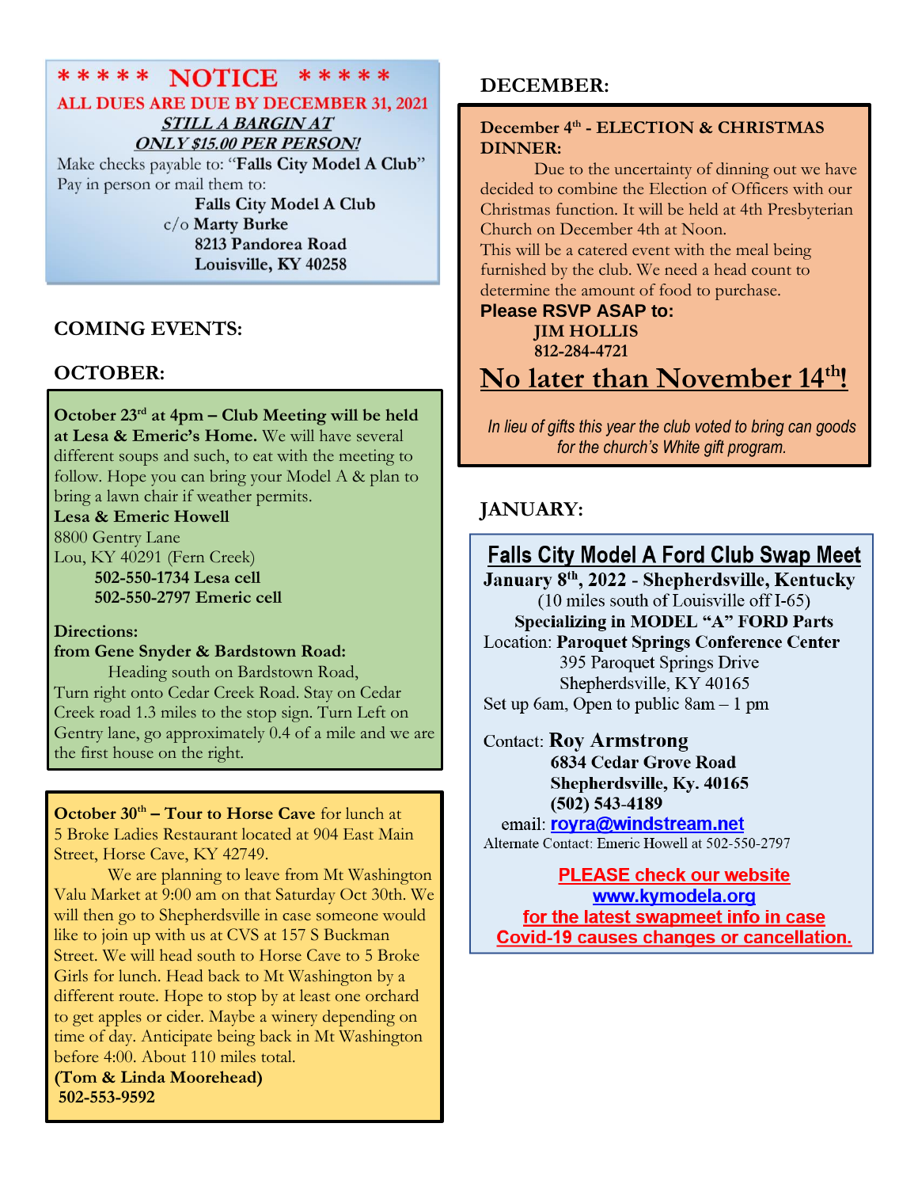**\* \* \* \* \* NOTICE \* \* \* \* \***

**ALL DUES ARE DUE BY DECEMBER 31, 2021**

***STILL A BARGIN AT***

***ONLY $15.00 PER PERSON!***

Make checks payable to: "**Falls City Model A Club**"
Pay in person or mail them to:

**Falls City Model A Club**
c/o **Marty Burke**
**8213 Pandorea Road**
**Louisville, KY 40258**

## COMING EVENTS:

### OCTOBER:

**October 23rd at 4pm – Club Meeting will be held at Lesa & Emeric's Home.** We will have several different soups and such, to eat with the meeting to follow. Hope you can bring your Model A & plan to bring a lawn chair if weather permits.

**Lesa & Emeric Howell**
8800 Gentry Lane
Lou, KY 40291 (Fern Creek)
**502-550-1734 Lesa cell**
**502-550-2797 Emeric cell**

**Directions:**
**from Gene Snyder & Bardstown Road:**
Heading south on Bardstown Road, Turn right onto Cedar Creek Road. Stay on Cedar Creek road 1.3 miles to the stop sign. Turn Left on Gentry lane, go approximately 0.4 of a mile and we are the first house on the right.

**October 30th – Tour to Horse Cave** for lunch at 5 Broke Ladies Restaurant located at 904 East Main Street, Horse Cave, KY 42749.

We are planning to leave from Mt Washington Valu Market at 9:00 am on that Saturday Oct 30th. We will then go to Shepherdsville in case someone would like to join up with us at CVS at 157 S Buckman Street. We will head south to Horse Cave to 5 Broke Girls for lunch. Head back to Mt Washington by a different route. Hope to stop by at least one orchard to get apples or cider. Maybe a winery depending on time of day. Anticipate being back in Mt Washington before 4:00. About 110 miles total.

**(Tom & Linda Moorehead)**
**502-553-9592**

### DECEMBER:

**December 4th - ELECTION & CHRISTMAS DINNER:**

Due to the uncertainty of dinning out we have decided to combine the Election of Officers with our Christmas function. It will be held at 4th Presbyterian Church on December 4th at Noon.
This will be a catered event with the meal being furnished by the club. We need a head count to determine the amount of food to purchase.

**Please RSVP ASAP to:**
**JIM HOLLIS**
**812-284-4721**

**No later than November 14th!**

*In lieu of gifts this year the club voted to bring can goods for the church's White gift program.*

### JANUARY:

**Falls City Model A Ford Club Swap Meet**

**January 8th, 2022 - Shepherdsville, Kentucky**
(10 miles south of Louisville off I-65)
**Specializing in MODEL "A" FORD Parts**
Location: **Paroquet Springs Conference Center**
395 Paroquet Springs Drive
Shepherdsville, KY 40165
Set up 6am, Open to public 8am – 1 pm

Contact: **Roy Armstrong**
**6834 Cedar Grove Road**
**Shepherdsville, Ky. 40165**
**(502) 543-4189**
email: **royra@windstream.net**
Alternate Contact: Emeric Howell at 502-550-2797

**PLEASE check our website**
**www.kymodela.org**
**for the latest swapmeet info in case Covid-19 causes changes or cancellation.**